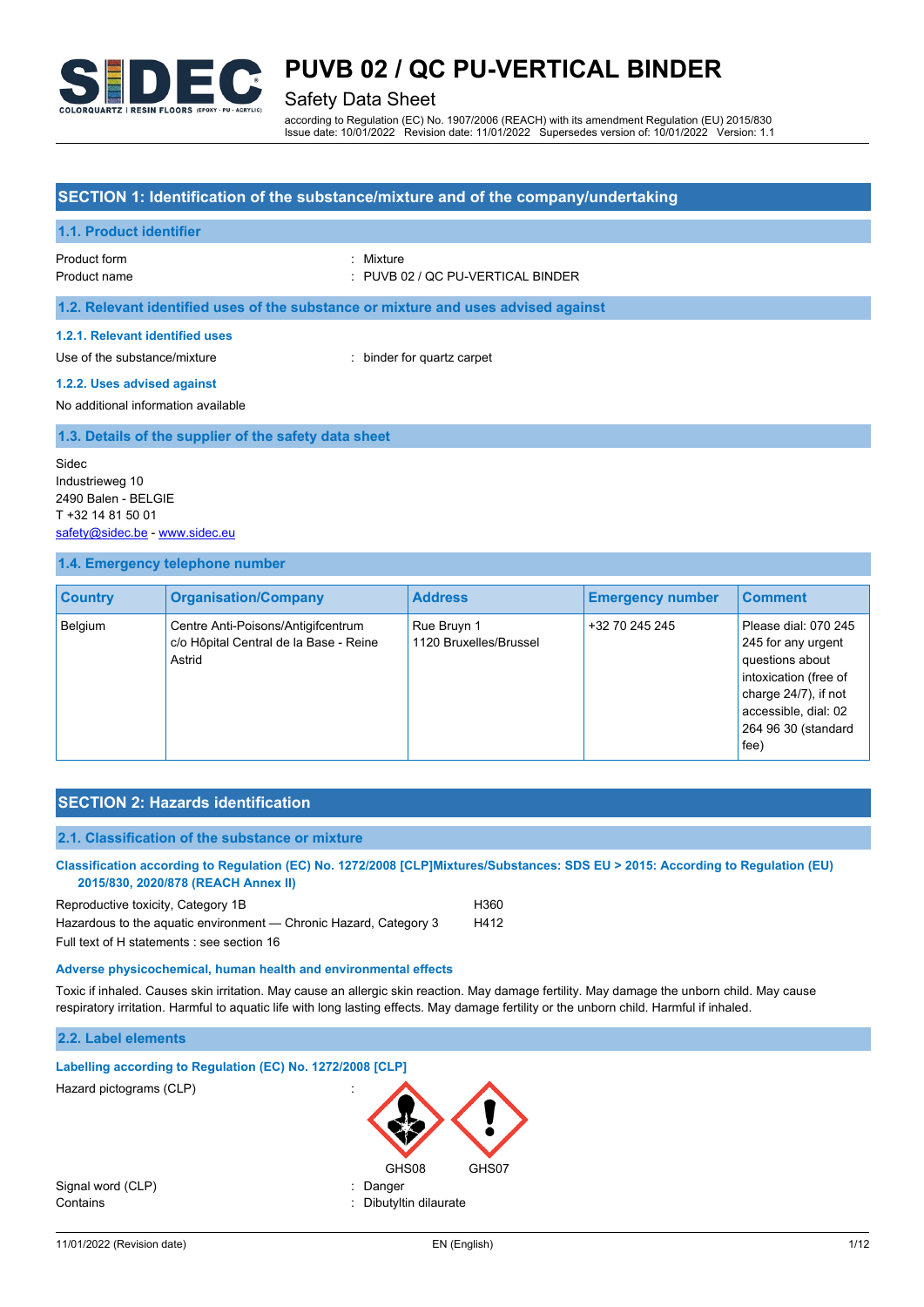# PUVB 02 / QC PU-VERTICAL BINDER

Safety Data Sheet

according to Regulation (EC) No. 1907/2006 (REACH) with its amendment Regulation (EU) 2015/830
Issue date: 10/01/2022 Revision date: 11/01/2022 Supersedes version of: 10/01/2022 Version: 1.1

## SECTION 1: Identification of the substance/mixture and of the company/undertaking

### 1.1. Product identifier

Product form : Mixture
Product name : PUVB 02 / QC PU-VERTICAL BINDER

### 1.2. Relevant identified uses of the substance or mixture and uses advised against

#### 1.2.1. Relevant identified uses

Use of the substance/mixture : binder for quartz carpet

#### 1.2.2. Uses advised against

No additional information available

### 1.3. Details of the supplier of the safety data sheet

Sidec
Industrieweg 10
2490 Balen - BELGIE
T +32 14 81 50 01
safety@sidec.be - www.sidec.eu

### 1.4. Emergency telephone number

| Country | Organisation/Company | Address | Emergency number | Comment |
|---|---|---|---|---|
| Belgium | Centre Anti-Poisons/Antigifcentrum c/o Hôpital Central de la Base - Reine Astrid | Rue Bruyn 1 1120 Bruxelles/Brussel | +32 70 245 245 | Please dial: 070 245 245 for any urgent questions about intoxication (free of charge 24/7), if not accessible, dial: 02 264 96 30 (standard fee) |

## SECTION 2: Hazards identification

### 2.1. Classification of the substance or mixture

**Classification according to Regulation (EC) No. 1272/2008 [CLP]Mixtures/Substances: SDS EU > 2015: According to Regulation (EU) 2015/830, 2020/878 (REACH Annex II)**

Reproductive toxicity, Category 1B H360
Hazardous to the aquatic environment — Chronic Hazard, Category 3 H412
Full text of H statements : see section 16

**Adverse physicochemical, human health and environmental effects**

Toxic if inhaled. Causes skin irritation. May cause an allergic skin reaction. May damage fertility. May damage the unborn child. May cause respiratory irritation. Harmful to aquatic life with long lasting effects. May damage fertility or the unborn child. Harmful if inhaled.

### 2.2. Label elements

**Labelling according to Regulation (EC) No. 1272/2008 [CLP]**

Hazard pictograms (CLP) :

GHS08 GHS07

Signal word (CLP) : Danger
Contains : Dibutyltin dilaurate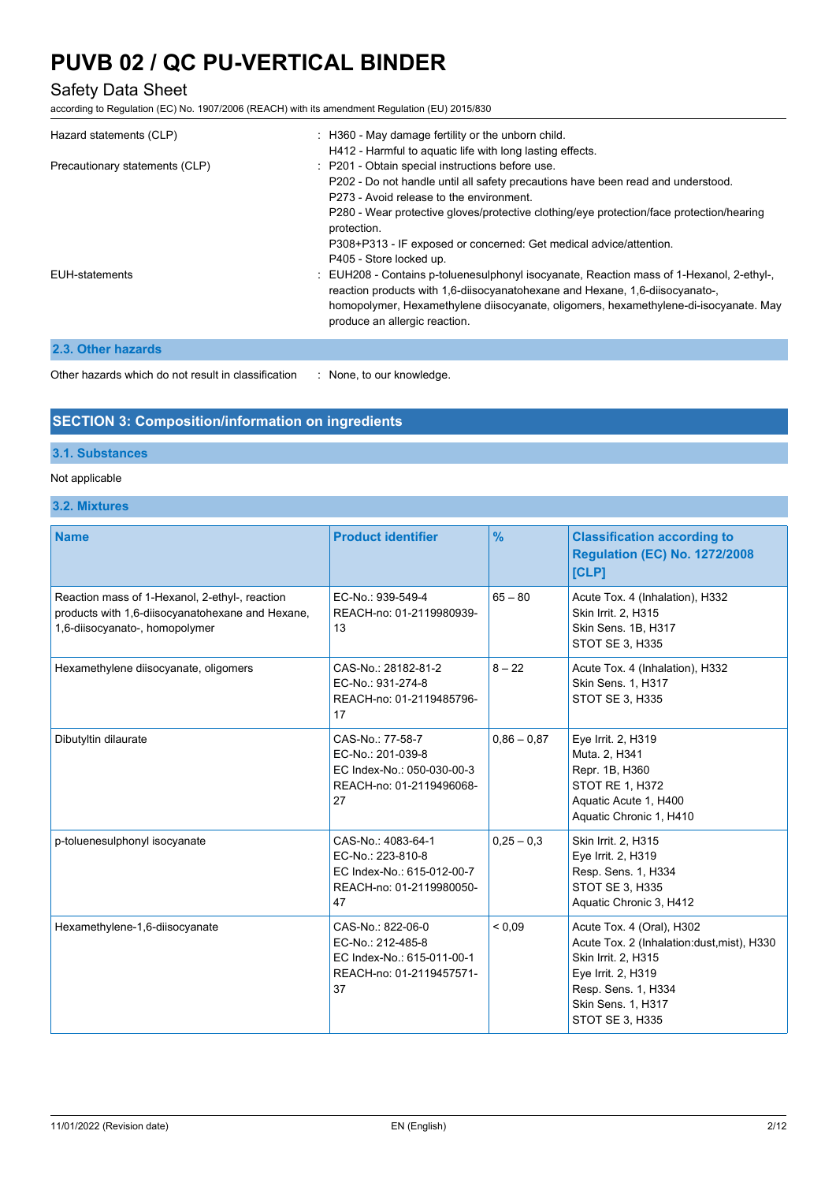| | |
|---|---|
| Hazard statements (CLP) | : H360 - May damage fertility or the unborn child.<br>H412 - Harmful to aquatic life with long lasting effects. |
| Precautionary statements (CLP) | : P201 - Obtain special instructions before use.<br>P202 - Do not handle until all safety precautions have been read and understood.<br>P273 - Avoid release to the environment.<br>P280 - Wear protective gloves/protective clothing/eye protection/face protection/hearing protection.<br>P308+P313 - IF exposed or concerned: Get medical advice/attention.<br>P405 - Store locked up. |
| EUH-statements | : EUH208 - Contains p-toluenesulphonyl isocyanate, Reaction mass of 1-Hexanol, 2-ethyl-, reaction products with 1,6-diisocyanatohexane and Hexane, 1,6-diisocyanato-, homopolymer, Hexamethylene diisocyanate, oligomers, hexamethylene-di-isocyanate. May produce an allergic reaction. |

### 2.3. Other hazards

Other hazards which do not result in classification : None, to our knowledge.

## SECTION 3: Composition/information on ingredients

### 3.1. Substances

Not applicable

### 3.2. Mixtures

| Name | Product identifier | % | Classification according to Regulation (EC) No. 1272/2008 [CLP] |
|---|---|---|---|
| Reaction mass of 1-Hexanol, 2-ethyl-, reaction products with 1,6-diisocyanatohexane and Hexane, 1,6-diisocyanato-, homopolymer | EC-No.: 939-549-4<br>REACH-no: 01-2119980939-13 | 65 – 80 | Acute Tox. 4 (Inhalation), H332<br>Skin Irrit. 2, H315<br>Skin Sens. 1B, H317<br>STOT SE 3, H335 |
| Hexamethylene diisocyanate, oligomers | CAS-No.: 28182-81-2<br>EC-No.: 931-274-8<br>REACH-no: 01-2119485796-17 | 8 – 22 | Acute Tox. 4 (Inhalation), H332<br>Skin Sens. 1, H317<br>STOT SE 3, H335 |
| Dibutyltin dilaurate | CAS-No.: 77-58-7<br>EC-No.: 201-039-8<br>EC Index-No.: 050-030-00-3<br>REACH-no: 01-2119496068-27 | 0,86 – 0,87 | Eye Irrit. 2, H319<br>Muta. 2, H341<br>Repr. 1B, H360<br>STOT RE 1, H372<br>Aquatic Acute 1, H400<br>Aquatic Chronic 1, H410 |
| p-toluenesulphonyl isocyanate | CAS-No.: 4083-64-1<br>EC-No.: 223-810-8<br>EC Index-No.: 615-012-00-7<br>REACH-no: 01-2119980050-47 | 0,25 – 0,3 | Skin Irrit. 2, H315<br>Eye Irrit. 2, H319<br>Resp. Sens. 1, H334<br>STOT SE 3, H335<br>Aquatic Chronic 3, H412 |
| Hexamethylene-1,6-diisocyanate | CAS-No.: 822-06-0<br>EC-No.: 212-485-8<br>EC Index-No.: 615-011-00-1<br>REACH-no: 01-2119457571-37 | < 0,09 | Acute Tox. 4 (Oral), H302<br>Acute Tox. 2 (Inhalation:dust,mist), H330<br>Skin Irrit. 2, H315<br>Eye Irrit. 2, H319<br>Resp. Sens. 1, H334<br>Skin Sens. 1, H317<br>STOT SE 3, H335 |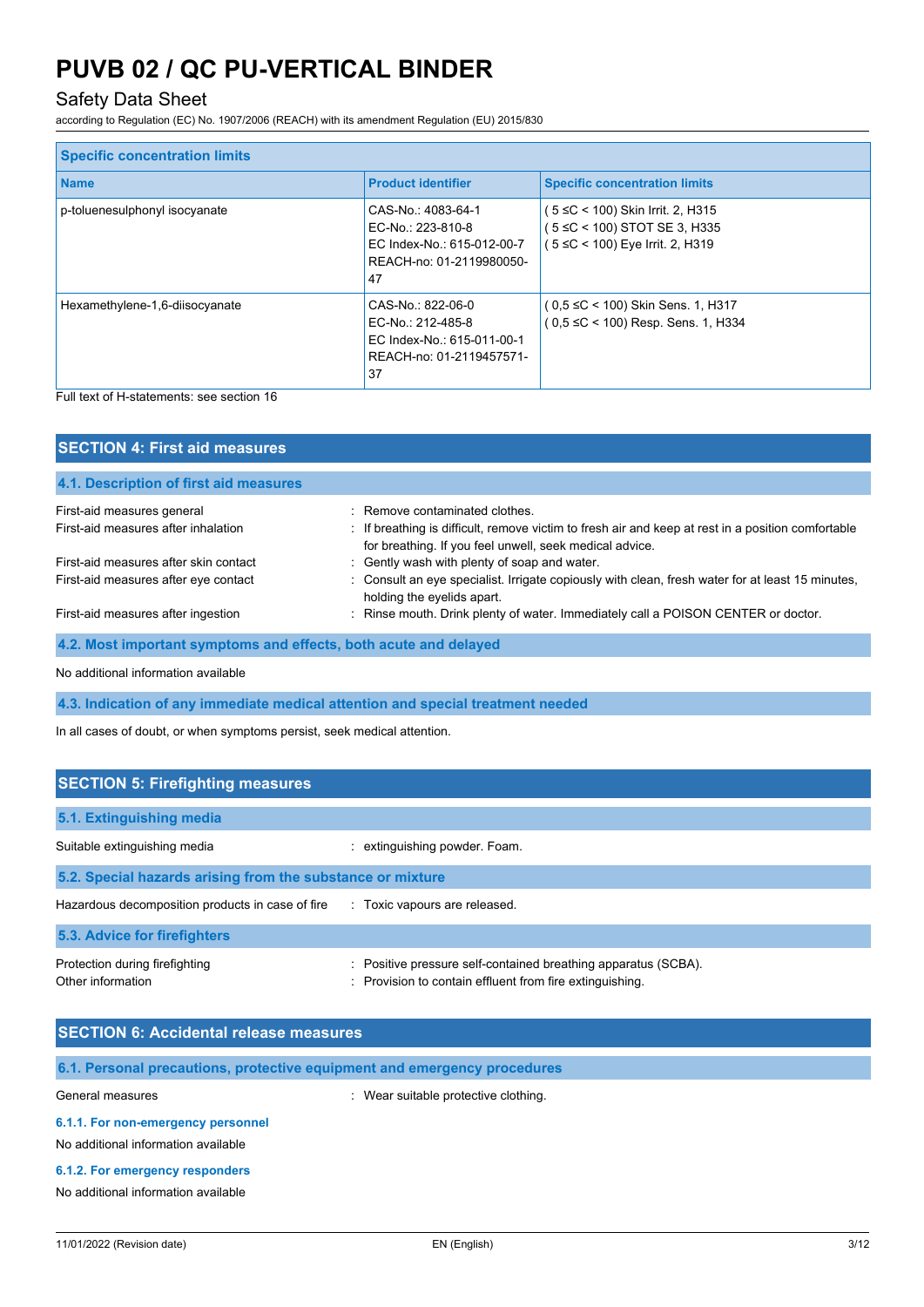| Specific concentration limits | | |
|---|---|---|
| **Name** | **Product identifier** | **Specific concentration limits** |
| p-toluenesulphonyl isocyanate | CAS-No.: 4083-64-1<br>EC-No.: 223-810-8<br>EC Index-No.: 615-012-00-7<br>REACH-no: 01-2119980050-47 | ( 5 ≤C < 100) Skin Irrit. 2, H315<br>( 5 ≤C < 100) STOT SE 3, H335<br>( 5 ≤C < 100) Eye Irrit. 2, H319 |
| Hexamethylene-1,6-diisocyanate | CAS-No.: 822-06-0<br>EC-No.: 212-485-8<br>EC Index-No.: 615-011-00-1<br>REACH-no: 01-2119457571-37 | ( 0,5 ≤C < 100) Skin Sens. 1, H317<br>( 0,5 ≤C < 100) Resp. Sens. 1, H334 |

Full text of H-statements: see section 16

## SECTION 4: First aid measures

### 4.1. Description of first aid measures

First-aid measures general : Remove contaminated clothes.

First-aid measures after inhalation : If breathing is difficult, remove victim to fresh air and keep at rest in a position comfortable for breathing. If you feel unwell, seek medical advice.

First-aid measures after skin contact : Gently wash with plenty of soap and water.

First-aid measures after eye contact : Consult an eye specialist. Irrigate copiously with clean, fresh water for at least 15 minutes, holding the eyelids apart.

First-aid measures after ingestion : Rinse mouth. Drink plenty of water. Immediately call a POISON CENTER or doctor.

### 4.2. Most important symptoms and effects, both acute and delayed

No additional information available

### 4.3. Indication of any immediate medical attention and special treatment needed

In all cases of doubt, or when symptoms persist, seek medical attention.

## SECTION 5: Firefighting measures

### 5.1. Extinguishing media

Suitable extinguishing media : extinguishing powder. Foam.

### 5.2. Special hazards arising from the substance or mixture

Hazardous decomposition products in case of fire : Toxic vapours are released.

### 5.3. Advice for firefighters

Protection during firefighting : Positive pressure self-contained breathing apparatus (SCBA).

Other information : Provision to contain effluent from fire extinguishing.

## SECTION 6: Accidental release measures

### 6.1. Personal precautions, protective equipment and emergency procedures

General measures : Wear suitable protective clothing.

#### 6.1.1. For non-emergency personnel

No additional information available

#### 6.1.2. For emergency responders

No additional information available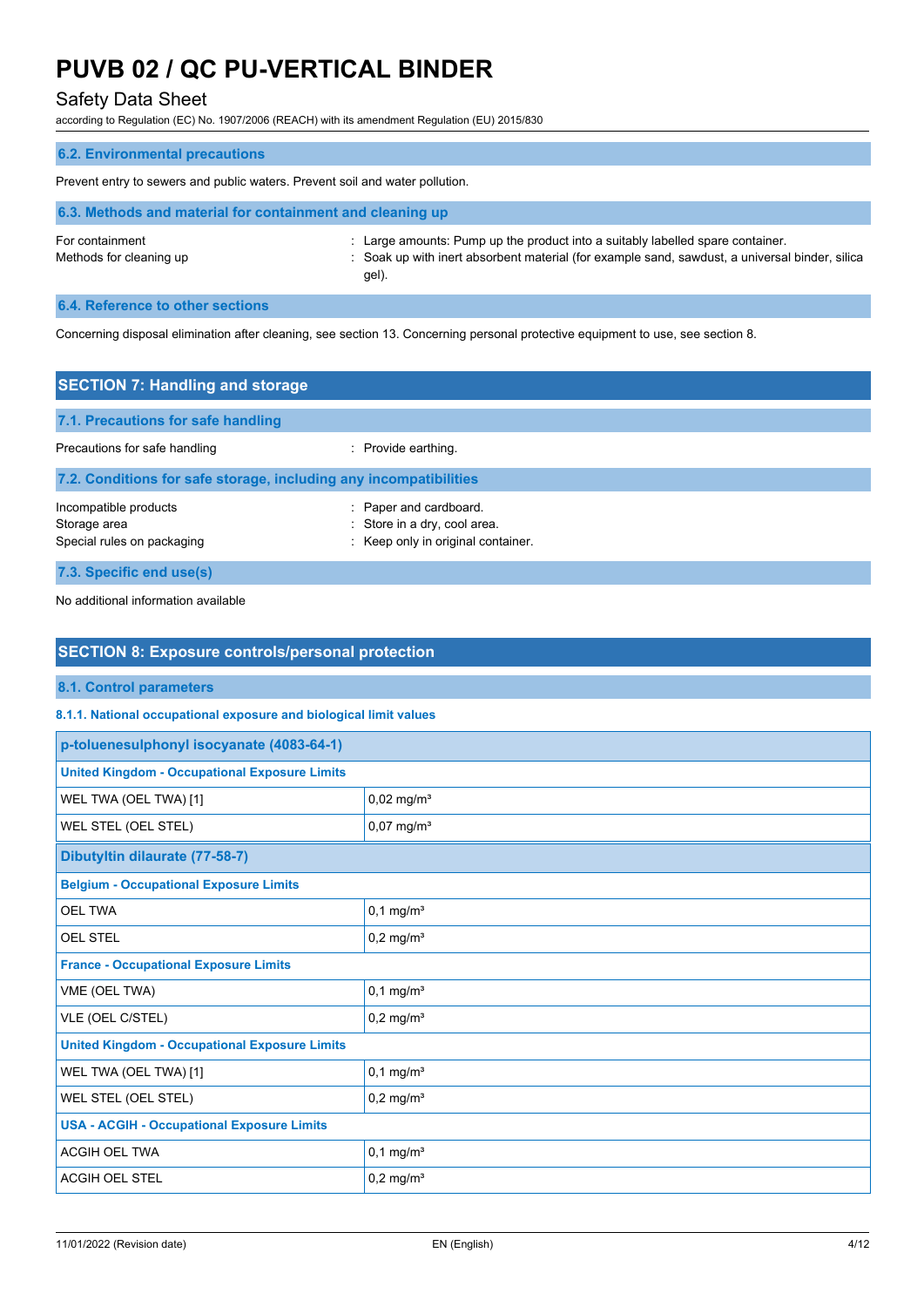## 6.2. Environmental precautions

Prevent entry to sewers and public waters. Prevent soil and water pollution.

## 6.3. Methods and material for containment and cleaning up

For containment : Large amounts: Pump up the product into a suitably labelled spare container.

Methods for cleaning up : Soak up with inert absorbent material (for example sand, sawdust, a universal binder, silica gel).

## 6.4. Reference to other sections

Concerning disposal elimination after cleaning, see section 13. Concerning personal protective equipment to use, see section 8.

# SECTION 7: Handling and storage

## 7.1. Precautions for safe handling

Precautions for safe handling : Provide earthing.

## 7.2. Conditions for safe storage, including any incompatibilities

Incompatible products : Paper and cardboard.

Storage area : Store in a dry, cool area.

Special rules on packaging : Keep only in original container.

## 7.3. Specific end use(s)

No additional information available

# SECTION 8: Exposure controls/personal protection

## 8.1. Control parameters

### 8.1.1. National occupational exposure and biological limit values

| p-toluenesulphonyl isocyanate (4083-64-1) | |
|---|---|
| **United Kingdom - Occupational Exposure Limits** | |
| WEL TWA (OEL TWA) [1] | 0,02 mg/m³ |
| WEL STEL (OEL STEL) | 0,07 mg/m³ |

| Dibutyltin dilaurate (77-58-7) | |
|---|---|
| **Belgium - Occupational Exposure Limits** | |
| OEL TWA | 0,1 mg/m³ |
| OEL STEL | 0,2 mg/m³ |
| **France - Occupational Exposure Limits** | |
| VME (OEL TWA) | 0,1 mg/m³ |
| VLE (OEL C/STEL) | 0,2 mg/m³ |
| **United Kingdom - Occupational Exposure Limits** | |
| WEL TWA (OEL TWA) [1] | 0,1 mg/m³ |
| WEL STEL (OEL STEL) | 0,2 mg/m³ |
| **USA - ACGIH - Occupational Exposure Limits** | |
| ACGIH OEL TWA | 0,1 mg/m³ |
| ACGIH OEL STEL | 0,2 mg/m³ |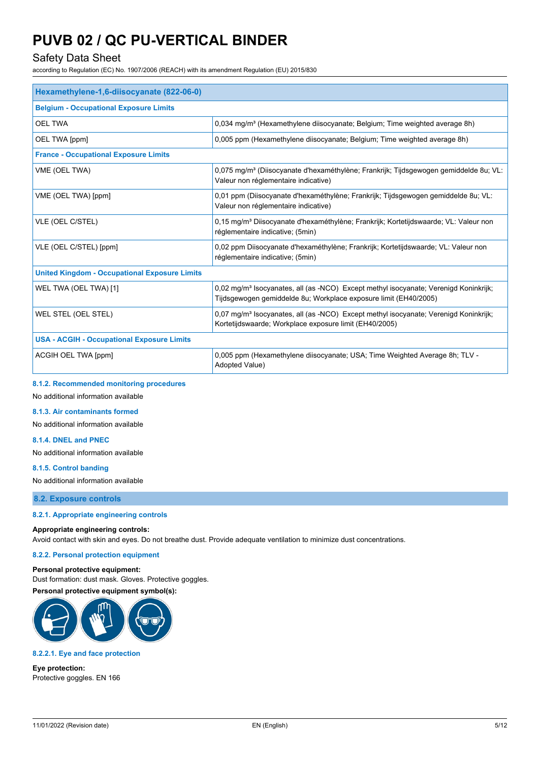| Hexamethylene-1,6-diisocyanate (822-06-0) | |
|---|---|
| **Belgium - Occupational Exposure Limits** | |
| OEL TWA | 0,034 mg/m³ (Hexamethylene diisocyanate; Belgium; Time weighted average 8h) |
| OEL TWA [ppm] | 0,005 ppm (Hexamethylene diisocyanate; Belgium; Time weighted average 8h) |
| **France - Occupational Exposure Limits** | |
| VME (OEL TWA) | 0,075 mg/m³ (Diisocyanate d'hexaméthylène; Frankrijk; Tijdsgewogen gemiddelde 8u; VL: Valeur non réglementaire indicative) |
| VME (OEL TWA) [ppm] | 0,01 ppm (Diisocyanate d'hexaméthylène; Frankrijk; Tijdsgewogen gemiddelde 8u; VL: Valeur non réglementaire indicative) |
| VLE (OEL C/STEL) | 0,15 mg/m³ Diisocyanate d'hexaméthylène; Frankrijk; Kortetijdswaarde; VL: Valeur non réglementaire indicative; (5min) |
| VLE (OEL C/STEL) [ppm] | 0,02 ppm Diisocyanate d'hexaméthylène; Frankrijk; Kortetijdswaarde; VL: Valeur non réglementaire indicative; (5min) |
| **United Kingdom - Occupational Exposure Limits** | |
| WEL TWA (OEL TWA) [1] | 0,02 mg/m³ Isocyanates, all (as -NCO) Except methyl isocyanate; Verenigd Koninkrijk; Tijdsgewogen gemiddelde 8u; Workplace exposure limit (EH40/2005) |
| WEL STEL (OEL STEL) | 0,07 mg/m³ Isocyanates, all (as -NCO) Except methyl isocyanate; Verenigd Koninkrijk; Kortetijdswaarde; Workplace exposure limit (EH40/2005) |
| **USA - ACGIH - Occupational Exposure Limits** | |
| ACGIH OEL TWA [ppm] | 0,005 ppm (Hexamethylene diisocyanate; USA; Time Weighted Average 8h; TLV - Adopted Value) |

#### 8.1.2. Recommended monitoring procedures

No additional information available

#### 8.1.3. Air contaminants formed

No additional information available

#### 8.1.4. DNEL and PNEC

No additional information available

#### 8.1.5. Control banding

No additional information available

### 8.2. Exposure controls

#### 8.2.1. Appropriate engineering controls

**Appropriate engineering controls:**
Avoid contact with skin and eyes. Do not breathe dust. Provide adequate ventilation to minimize dust concentrations.

#### 8.2.2. Personal protection equipment

**Personal protective equipment:**
Dust formation: dust mask. Gloves. Protective goggles.

**Personal protective equipment symbol(s):**

#### 8.2.2.1. Eye and face protection

**Eye protection:**
Protective goggles. EN 166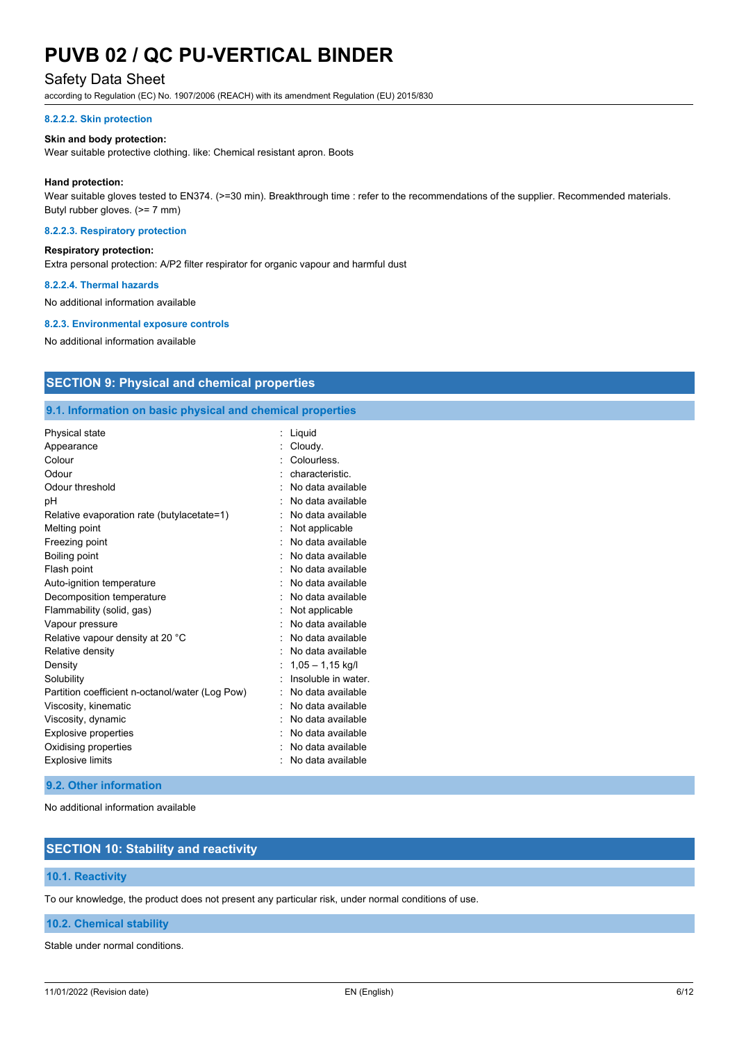#### 8.2.2.2. Skin protection

**Skin and body protection:**
Wear suitable protective clothing. like: Chemical resistant apron. Boots

**Hand protection:**
Wear suitable gloves tested to EN374. (>=30 min). Breakthrough time : refer to the recommendations of the supplier. Recommended materials. Butyl rubber gloves. (>= 7 mm)

#### 8.2.2.3. Respiratory protection

**Respiratory protection:**
Extra personal protection: A/P2 filter respirator for organic vapour and harmful dust

#### 8.2.2.4. Thermal hazards

No additional information available

#### 8.2.3. Environmental exposure controls

No additional information available

## SECTION 9: Physical and chemical properties

### 9.1. Information on basic physical and chemical properties

| Property | Value |
|---|---|
| Physical state | Liquid |
| Appearance | Cloudy. |
| Colour | Colourless. |
| Odour | characteristic. |
| Odour threshold | No data available |
| pH | No data available |
| Relative evaporation rate (butylacetate=1) | No data available |
| Melting point | Not applicable |
| Freezing point | No data available |
| Boiling point | No data available |
| Flash point | No data available |
| Auto-ignition temperature | No data available |
| Decomposition temperature | No data available |
| Flammability (solid, gas) | Not applicable |
| Vapour pressure | No data available |
| Relative vapour density at 20 °C | No data available |
| Relative density | No data available |
| Density | 1,05 – 1,15 kg/l |
| Solubility | Insoluble in water. |
| Partition coefficient n-octanol/water (Log Pow) | No data available |
| Viscosity, kinematic | No data available |
| Viscosity, dynamic | No data available |
| Explosive properties | No data available |
| Oxidising properties | No data available |
| Explosive limits | No data available |

### 9.2. Other information

No additional information available

## SECTION 10: Stability and reactivity

### 10.1. Reactivity

To our knowledge, the product does not present any particular risk, under normal conditions of use.

### 10.2. Chemical stability

Stable under normal conditions.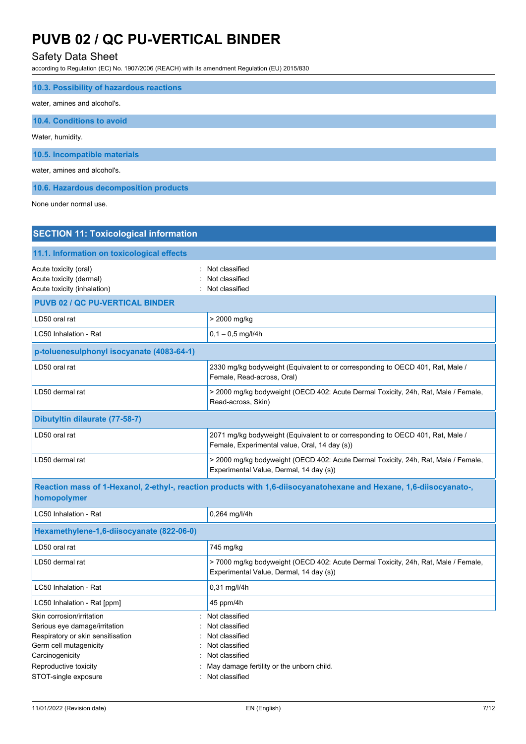### 10.3. Possibility of hazardous reactions

water, amines and alcohol's.

### 10.4. Conditions to avoid

Water, humidity.

### 10.5. Incompatible materials

water, amines and alcohol's.

### 10.6. Hazardous decomposition products

None under normal use.

## SECTION 11: Toxicological information

### 11.1. Information on toxicological effects

Acute toxicity (oral) : Not classified
Acute toxicity (dermal) : Not classified
Acute toxicity (inhalation) : Not classified

| **PUVB 02 / QC PU-VERTICAL BINDER** | |
|---|---|
| LD50 oral rat | > 2000 mg/kg |
| LC50 Inhalation - Rat | 0,1 – 0,5 mg/l/4h |
| **p-toluenesulphonyl isocyanate (4083-64-1)** | |
| LD50 oral rat | 2330 mg/kg bodyweight (Equivalent to or corresponding to OECD 401, Rat, Male / Female, Read-across, Oral) |
| LD50 dermal rat | > 2000 mg/kg bodyweight (OECD 402: Acute Dermal Toxicity, 24h, Rat, Male / Female, Read-across, Skin) |
| **Dibutyltin dilaurate (77-58-7)** | |
| LD50 oral rat | 2071 mg/kg bodyweight (Equivalent to or corresponding to OECD 401, Rat, Male / Female, Experimental value, Oral, 14 day (s)) |
| LD50 dermal rat | > 2000 mg/kg bodyweight (OECD 402: Acute Dermal Toxicity, 24h, Rat, Male / Female, Experimental Value, Dermal, 14 day (s)) |
| **Reaction mass of 1-Hexanol, 2-ethyl-, reaction products with 1,6-diisocyanatohexane and Hexane, 1,6-diisocyanato-, homopolymer** | |
| LC50 Inhalation - Rat | 0,264 mg/l/4h |
| **Hexamethylene-1,6-diisocyanate (822-06-0)** | |
| LD50 oral rat | 745 mg/kg |
| LD50 dermal rat | > 7000 mg/kg bodyweight (OECD 402: Acute Dermal Toxicity, 24h, Rat, Male / Female, Experimental Value, Dermal, 14 day (s)) |
| LC50 Inhalation - Rat | 0,31 mg/l/4h |
| LC50 Inhalation - Rat [ppm] | 45 ppm/4h |

Skin corrosion/irritation : Not classified
Serious eye damage/irritation : Not classified
Respiratory or skin sensitisation : Not classified
Germ cell mutagenicity : Not classified
Carcinogenicity : Not classified
Reproductive toxicity : May damage fertility or the unborn child.
STOT-single exposure : Not classified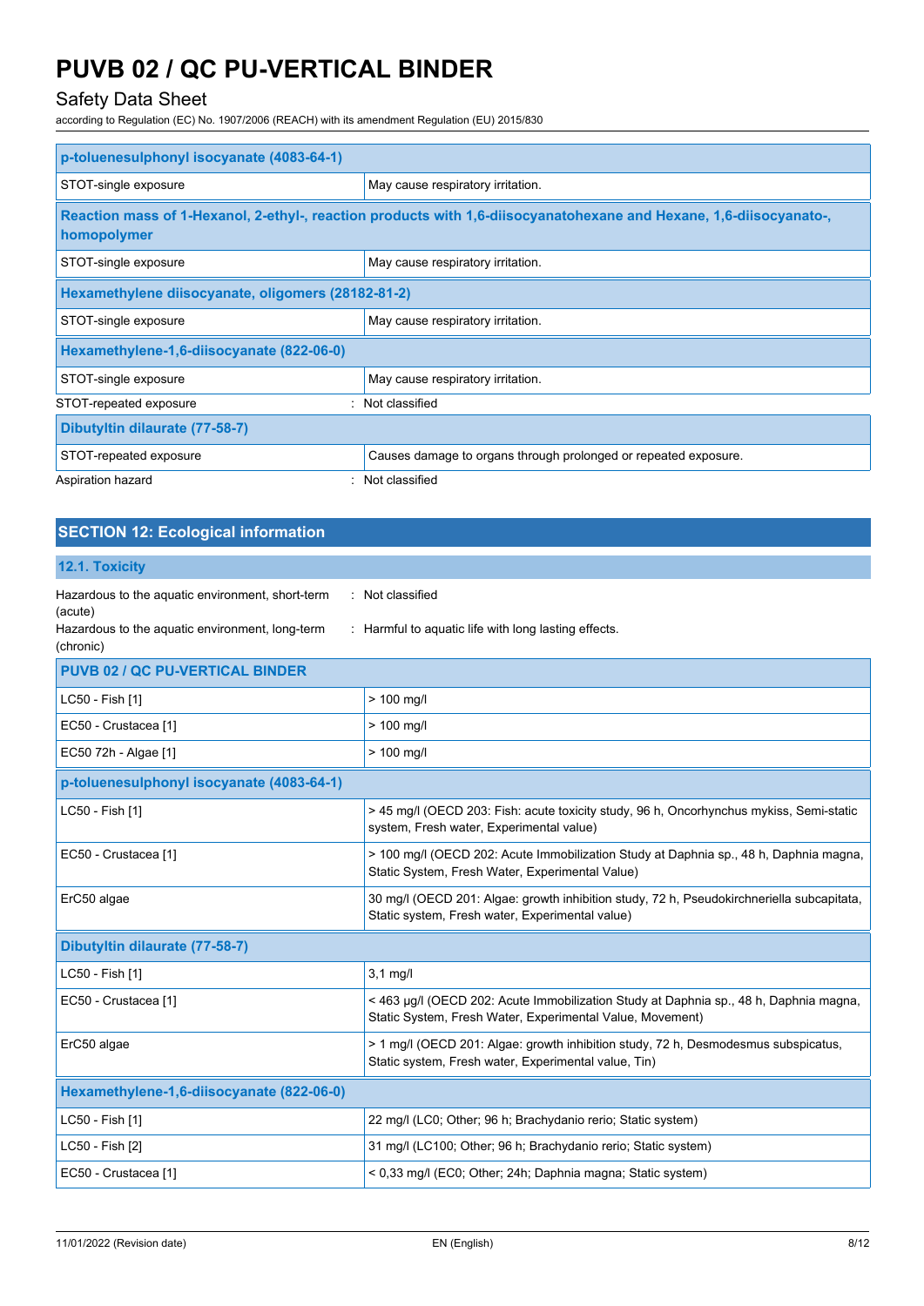| p-toluenesulphonyl isocyanate (4083-64-1) | |
|---|---|
| STOT-single exposure | May cause respiratory irritation. |

| Reaction mass of 1-Hexanol, 2-ethyl-, reaction products with 1,6-diisocyanatohexane and Hexane, 1,6-diisocyanato-, homopolymer | |
|---|---|
| STOT-single exposure | May cause respiratory irritation. |

| Hexamethylene diisocyanate, oligomers (28182-81-2) | |
|---|---|
| STOT-single exposure | May cause respiratory irritation. |

| Hexamethylene-1,6-diisocyanate (822-06-0) | |
|---|---|
| STOT-single exposure | May cause respiratory irritation. |

STOT-repeated exposure : Not classified

| Dibutyltin dilaurate (77-58-7) | |
|---|---|
| STOT-repeated exposure | Causes damage to organs through prolonged or repeated exposure. |

Aspiration hazard : Not classified

## SECTION 12: Ecological information

### 12.1. Toxicity

Hazardous to the aquatic environment, short-term (acute) : Not classified

Hazardous to the aquatic environment, long-term (chronic) : Harmful to aquatic life with long lasting effects.

| PUVB 02 / QC PU-VERTICAL BINDER | |
|---|---|
| LC50 - Fish [1] | > 100 mg/l |
| EC50 - Crustacea [1] | > 100 mg/l |
| EC50 72h - Algae [1] | > 100 mg/l |

| p-toluenesulphonyl isocyanate (4083-64-1) | |
|---|---|
| LC50 - Fish [1] | > 45 mg/l (OECD 203: Fish: acute toxicity study, 96 h, Oncorhynchus mykiss, Semi-static system, Fresh water, Experimental value) |
| EC50 - Crustacea [1] | > 100 mg/l (OECD 202: Acute Immobilization Study at Daphnia sp., 48 h, Daphnia magna, Static System, Fresh Water, Experimental Value) |
| ErC50 algae | 30 mg/l (OECD 201: Algae: growth inhibition study, 72 h, Pseudokirchneriella subcapitata, Static system, Fresh water, Experimental value) |

| Dibutyltin dilaurate (77-58-7) | |
|---|---|
| LC50 - Fish [1] | 3,1 mg/l |
| EC50 - Crustacea [1] | < 463 µg/l (OECD 202: Acute Immobilization Study at Daphnia sp., 48 h, Daphnia magna, Static System, Fresh Water, Experimental Value, Movement) |
| ErC50 algae | > 1 mg/l (OECD 201: Algae: growth inhibition study, 72 h, Desmodesmus subspicatus, Static system, Fresh water, Experimental value, Tin) |

| Hexamethylene-1,6-diisocyanate (822-06-0) | |
|---|---|
| LC50 - Fish [1] | 22 mg/l (LC0; Other; 96 h; Brachydanio rerio; Static system) |
| LC50 - Fish [2] | 31 mg/l (LC100; Other; 96 h; Brachydanio rerio; Static system) |
| EC50 - Crustacea [1] | < 0,33 mg/l (EC0; Other; 24h; Daphnia magna; Static system) |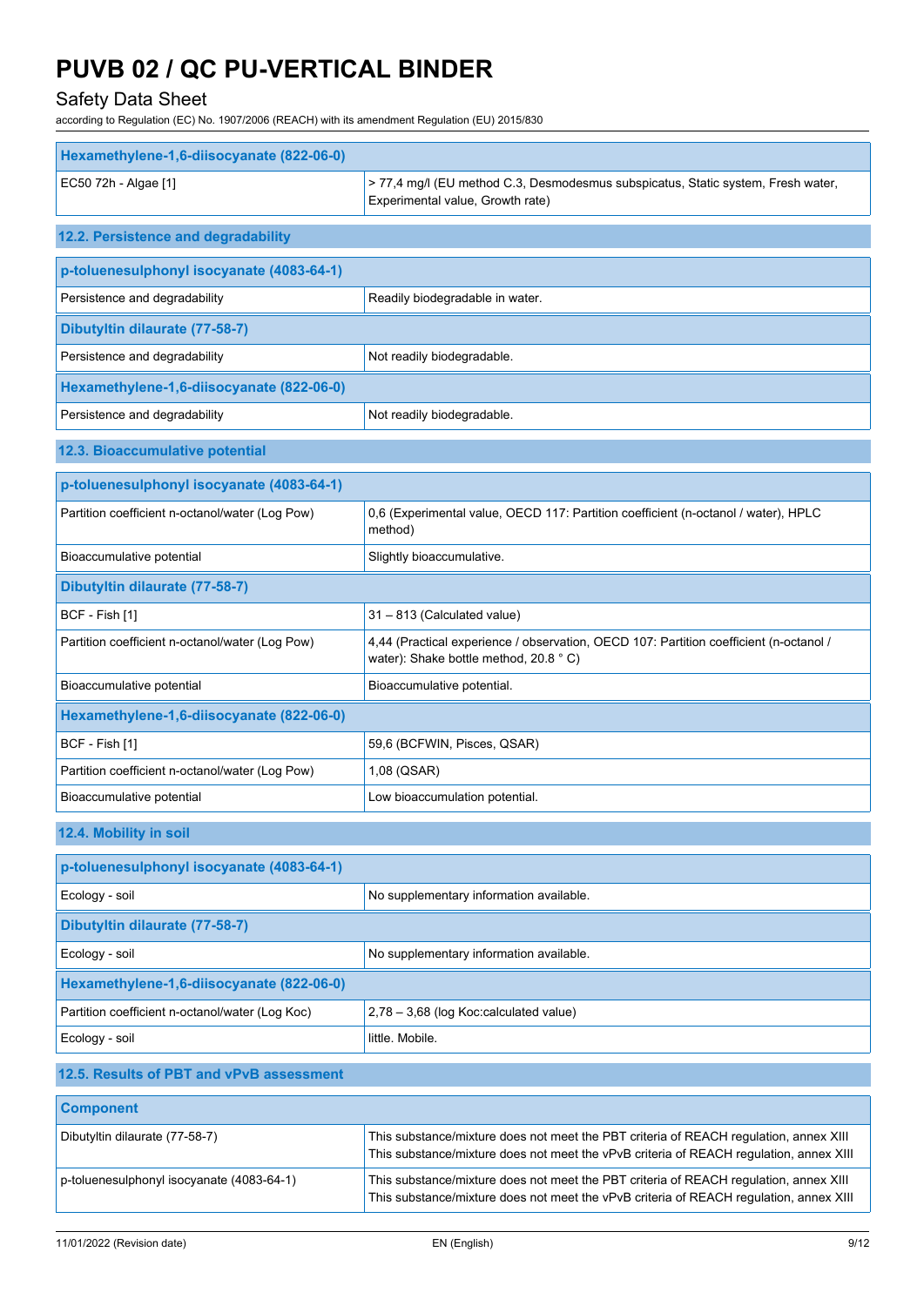| Hexamethylene-1,6-diisocyanate (822-06-0) | |
|---|---|
| EC50 72h - Algae [1] | > 77,4 mg/l (EU method C.3, Desmodesmus subspicatus, Static system, Fresh water, Experimental value, Growth rate) |

### 12.2. Persistence and degradability

| p-toluenesulphonyl isocyanate (4083-64-1) | |
|---|---|
| Persistence and degradability | Readily biodegradable in water. |
| **Dibutyltin dilaurate (77-58-7)** | |
| Persistence and degradability | Not readily biodegradable. |
| **Hexamethylene-1,6-diisocyanate (822-06-0)** | |
| Persistence and degradability | Not readily biodegradable. |

### 12.3. Bioaccumulative potential

| p-toluenesulphonyl isocyanate (4083-64-1) | |
|---|---|
| Partition coefficient n-octanol/water (Log Pow) | 0,6 (Experimental value, OECD 117: Partition coefficient (n-octanol / water), HPLC method) |
| Bioaccumulative potential | Slightly bioaccumulative. |
| **Dibutyltin dilaurate (77-58-7)** | |
| BCF - Fish [1] | 31 – 813 (Calculated value) |
| Partition coefficient n-octanol/water (Log Pow) | 4,44 (Practical experience / observation, OECD 107: Partition coefficient (n-octanol / water): Shake bottle method, 20.8 ° C) |
| Bioaccumulative potential | Bioaccumulative potential. |
| **Hexamethylene-1,6-diisocyanate (822-06-0)** | |
| BCF - Fish [1] | 59,6 (BCFWIN, Pisces, QSAR) |
| Partition coefficient n-octanol/water (Log Pow) | 1,08 (QSAR) |
| Bioaccumulative potential | Low bioaccumulation potential. |

### 12.4. Mobility in soil

| p-toluenesulphonyl isocyanate (4083-64-1) | |
|---|---|
| Ecology - soil | No supplementary information available. |
| **Dibutyltin dilaurate (77-58-7)** | |
| Ecology - soil | No supplementary information available. |
| **Hexamethylene-1,6-diisocyanate (822-06-0)** | |
| Partition coefficient n-octanol/water (Log Koc) | 2,78 – 3,68 (log Koc:calculated value) |
| Ecology - soil | little. Mobile. |

### 12.5. Results of PBT and vPvB assessment

| Component | |
|---|---|
| Dibutyltin dilaurate (77-58-7) | This substance/mixture does not meet the PBT criteria of REACH regulation, annex XIII<br>This substance/mixture does not meet the vPvB criteria of REACH regulation, annex XIII |
| p-toluenesulphonyl isocyanate (4083-64-1) | This substance/mixture does not meet the PBT criteria of REACH regulation, annex XIII<br>This substance/mixture does not meet the vPvB criteria of REACH regulation, annex XIII |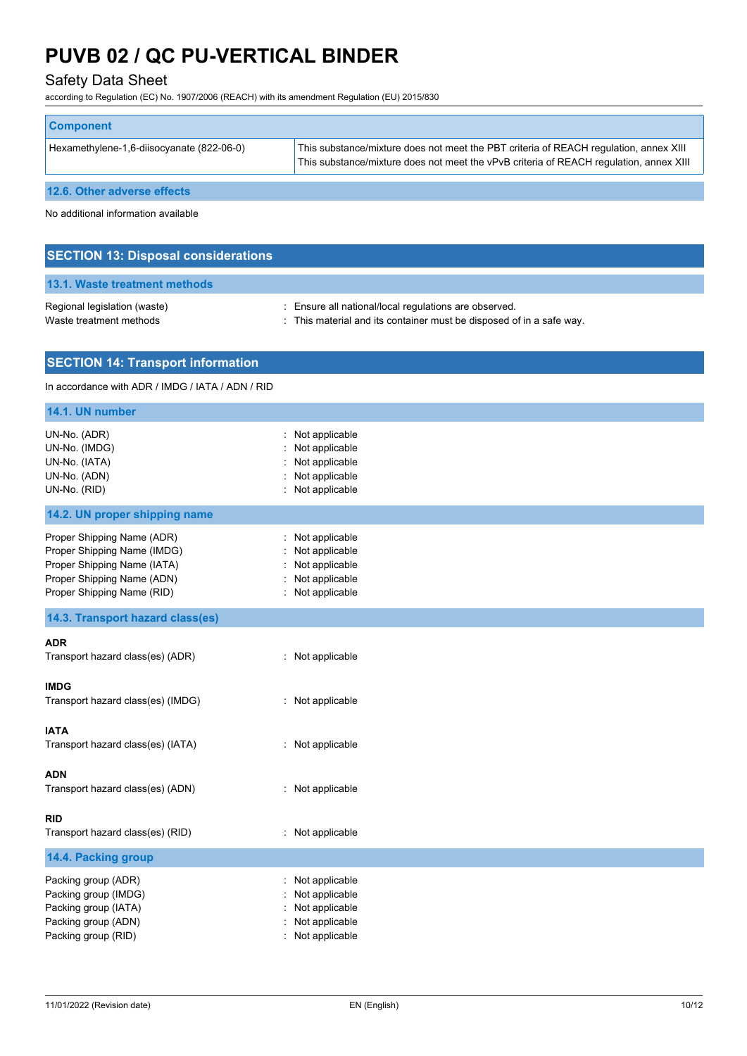| Component | |
|---|---|
| Hexamethylene-1,6-diisocyanate (822-06-0) | This substance/mixture does not meet the PBT criteria of REACH regulation, annex XIII<br>This substance/mixture does not meet the vPvB criteria of REACH regulation, annex XIII |

### 12.6. Other adverse effects

No additional information available

## SECTION 13: Disposal considerations

### 13.1. Waste treatment methods

Regional legislation (waste) : Ensure all national/local regulations are observed.
Waste treatment methods : This material and its container must be disposed of in a safe way.

## SECTION 14: Transport information

In accordance with ADR / IMDG / IATA / ADN / RID

### 14.1. UN number

UN-No. (ADR) : Not applicable
UN-No. (IMDG) : Not applicable
UN-No. (IATA) : Not applicable
UN-No. (ADN) : Not applicable
UN-No. (RID) : Not applicable

### 14.2. UN proper shipping name

Proper Shipping Name (ADR) : Not applicable
Proper Shipping Name (IMDG) : Not applicable
Proper Shipping Name (IATA) : Not applicable
Proper Shipping Name (ADN) : Not applicable
Proper Shipping Name (RID) : Not applicable

### 14.3. Transport hazard class(es)

**ADR**
Transport hazard class(es) (ADR) : Not applicable

**IMDG**
Transport hazard class(es) (IMDG) : Not applicable

**IATA**
Transport hazard class(es) (IATA) : Not applicable

**ADN**
Transport hazard class(es) (ADN) : Not applicable

**RID**
Transport hazard class(es) (RID) : Not applicable

### 14.4. Packing group

Packing group (ADR) : Not applicable
Packing group (IMDG) : Not applicable
Packing group (IATA) : Not applicable
Packing group (ADN) : Not applicable
Packing group (RID) : Not applicable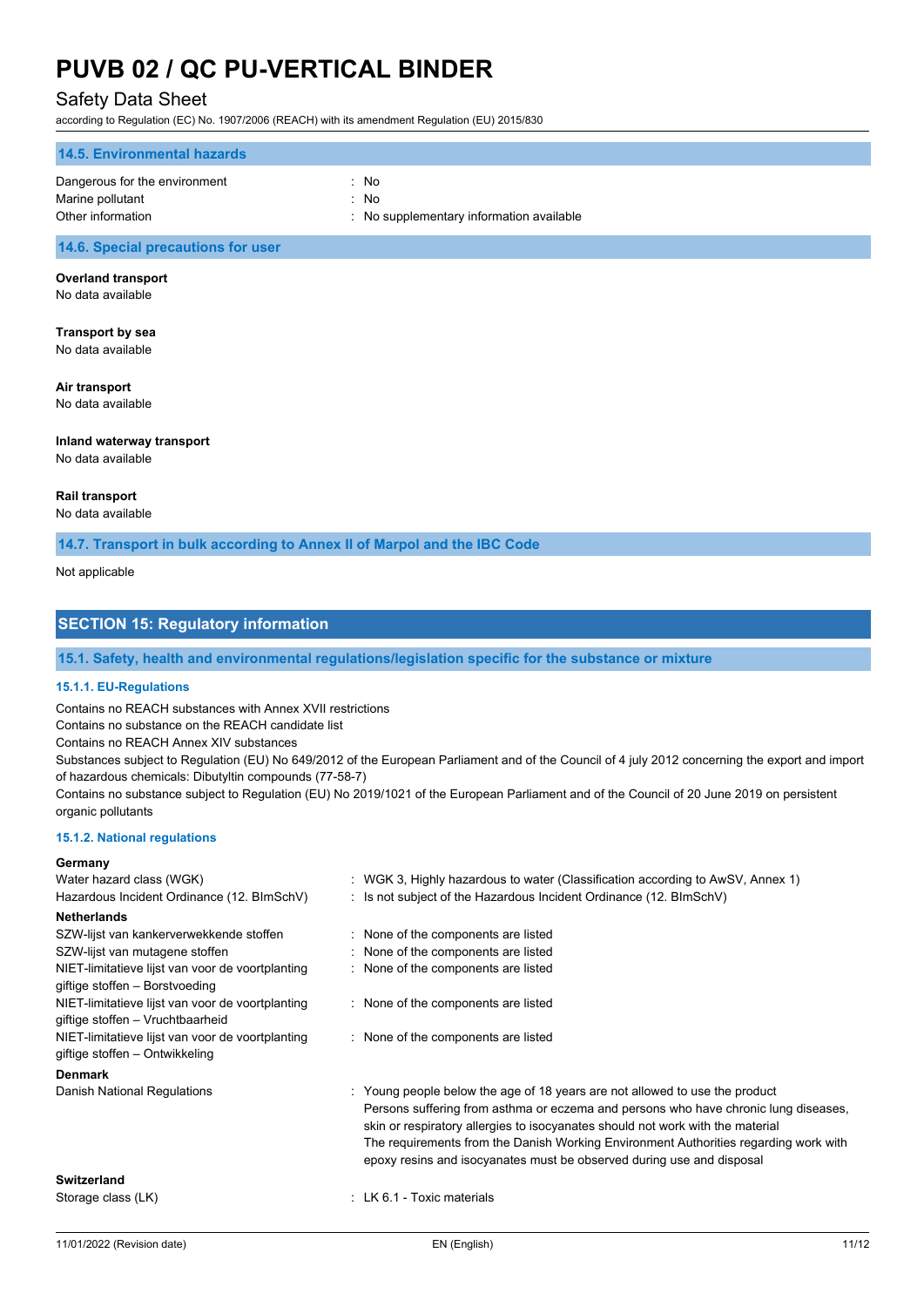### 14.5. Environmental hazards

| | |
|---|---|
| Dangerous for the environment | : No |
| Marine pollutant | : No |
| Other information | : No supplementary information available |

### 14.6. Special precautions for user

**Overland transport**
No data available

**Transport by sea**
No data available

**Air transport**
No data available

**Inland waterway transport**
No data available

**Rail transport**
No data available

### 14.7. Transport in bulk according to Annex II of Marpol and the IBC Code

Not applicable

## SECTION 15: Regulatory information

### 15.1. Safety, health and environmental regulations/legislation specific for the substance or mixture

#### 15.1.1. EU-Regulations

Contains no REACH substances with Annex XVII restrictions
Contains no substance on the REACH candidate list
Contains no REACH Annex XIV substances
Substances subject to Regulation (EU) No 649/2012 of the European Parliament and of the Council of 4 july 2012 concerning the export and import of hazardous chemicals: Dibutyltin compounds (77-58-7)
Contains no substance subject to Regulation (EU) No 2019/1021 of the European Parliament and of the Council of 20 June 2019 on persistent organic pollutants

#### 15.1.2. National regulations

**Germany**

| | |
|---|---|
| Water hazard class (WGK) | : WGK 3, Highly hazardous to water (Classification according to AwSV, Annex 1) |
| Hazardous Incident Ordinance (12. BImSchV) | : Is not subject of the Hazardous Incident Ordinance (12. BImSchV) |

**Netherlands**

| | |
|---|---|
| SZW-lijst van kankerverwekkende stoffen | : None of the components are listed |
| SZW-lijst van mutagene stoffen | : None of the components are listed |
| NIET-limitatieve lijst van voor de voortplanting giftige stoffen – Borstvoeding | : None of the components are listed |
| NIET-limitatieve lijst van voor de voortplanting giftige stoffen – Vruchtbaarheid | : None of the components are listed |
| NIET-limitatieve lijst van voor de voortplanting giftige stoffen – Ontwikkeling | : None of the components are listed |

**Denmark**

| | |
|---|---|
| Danish National Regulations | : Young people below the age of 18 years are not allowed to use the product<br>Persons suffering from asthma or eczema and persons who have chronic lung diseases, skin or respiratory allergies to isocyanates should not work with the material<br>The requirements from the Danish Working Environment Authorities regarding work with epoxy resins and isocyanates must be observed during use and disposal |

**Switzerland**

| | |
|---|---|
| Storage class (LK) | : LK 6.1 - Toxic materials |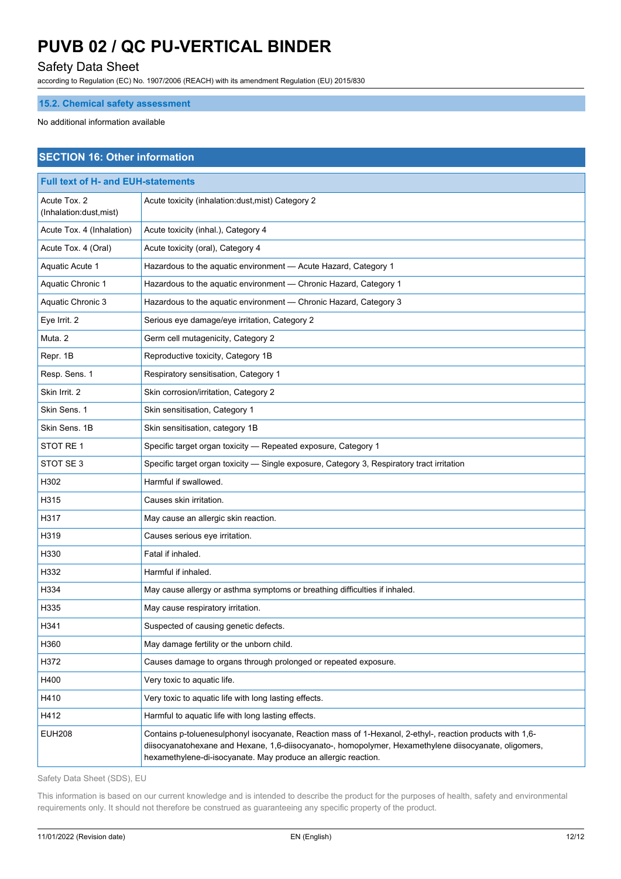### 15.2. Chemical safety assessment

No additional information available

## SECTION 16: Other information

| Full text of H- and EUH-statements | |
|---|---|
| Acute Tox. 2 (Inhalation:dust,mist) | Acute toxicity (inhalation:dust,mist) Category 2 |
| Acute Tox. 4 (Inhalation) | Acute toxicity (inhal.), Category 4 |
| Acute Tox. 4 (Oral) | Acute toxicity (oral), Category 4 |
| Aquatic Acute 1 | Hazardous to the aquatic environment — Acute Hazard, Category 1 |
| Aquatic Chronic 1 | Hazardous to the aquatic environment — Chronic Hazard, Category 1 |
| Aquatic Chronic 3 | Hazardous to the aquatic environment — Chronic Hazard, Category 3 |
| Eye Irrit. 2 | Serious eye damage/eye irritation, Category 2 |
| Muta. 2 | Germ cell mutagenicity, Category 2 |
| Repr. 1B | Reproductive toxicity, Category 1B |
| Resp. Sens. 1 | Respiratory sensitisation, Category 1 |
| Skin Irrit. 2 | Skin corrosion/irritation, Category 2 |
| Skin Sens. 1 | Skin sensitisation, Category 1 |
| Skin Sens. 1B | Skin sensitisation, category 1B |
| STOT RE 1 | Specific target organ toxicity — Repeated exposure, Category 1 |
| STOT SE 3 | Specific target organ toxicity — Single exposure, Category 3, Respiratory tract irritation |
| H302 | Harmful if swallowed. |
| H315 | Causes skin irritation. |
| H317 | May cause an allergic skin reaction. |
| H319 | Causes serious eye irritation. |
| H330 | Fatal if inhaled. |
| H332 | Harmful if inhaled. |
| H334 | May cause allergy or asthma symptoms or breathing difficulties if inhaled. |
| H335 | May cause respiratory irritation. |
| H341 | Suspected of causing genetic defects. |
| H360 | May damage fertility or the unborn child. |
| H372 | Causes damage to organs through prolonged or repeated exposure. |
| H400 | Very toxic to aquatic life. |
| H410 | Very toxic to aquatic life with long lasting effects. |
| H412 | Harmful to aquatic life with long lasting effects. |
| EUH208 | Contains p-toluenesulphonyl isocyanate, Reaction mass of 1-Hexanol, 2-ethyl-, reaction products with 1,6-diisocyanatohexane and Hexane, 1,6-diisocyanato-, homopolymer, Hexamethylene diisocyanate, oligomers, hexamethylene-di-isocyanate. May produce an allergic reaction. |

Safety Data Sheet (SDS), EU

This information is based on our current knowledge and is intended to describe the product for the purposes of health, safety and environmental requirements only. It should not therefore be construed as guaranteeing any specific property of the product.